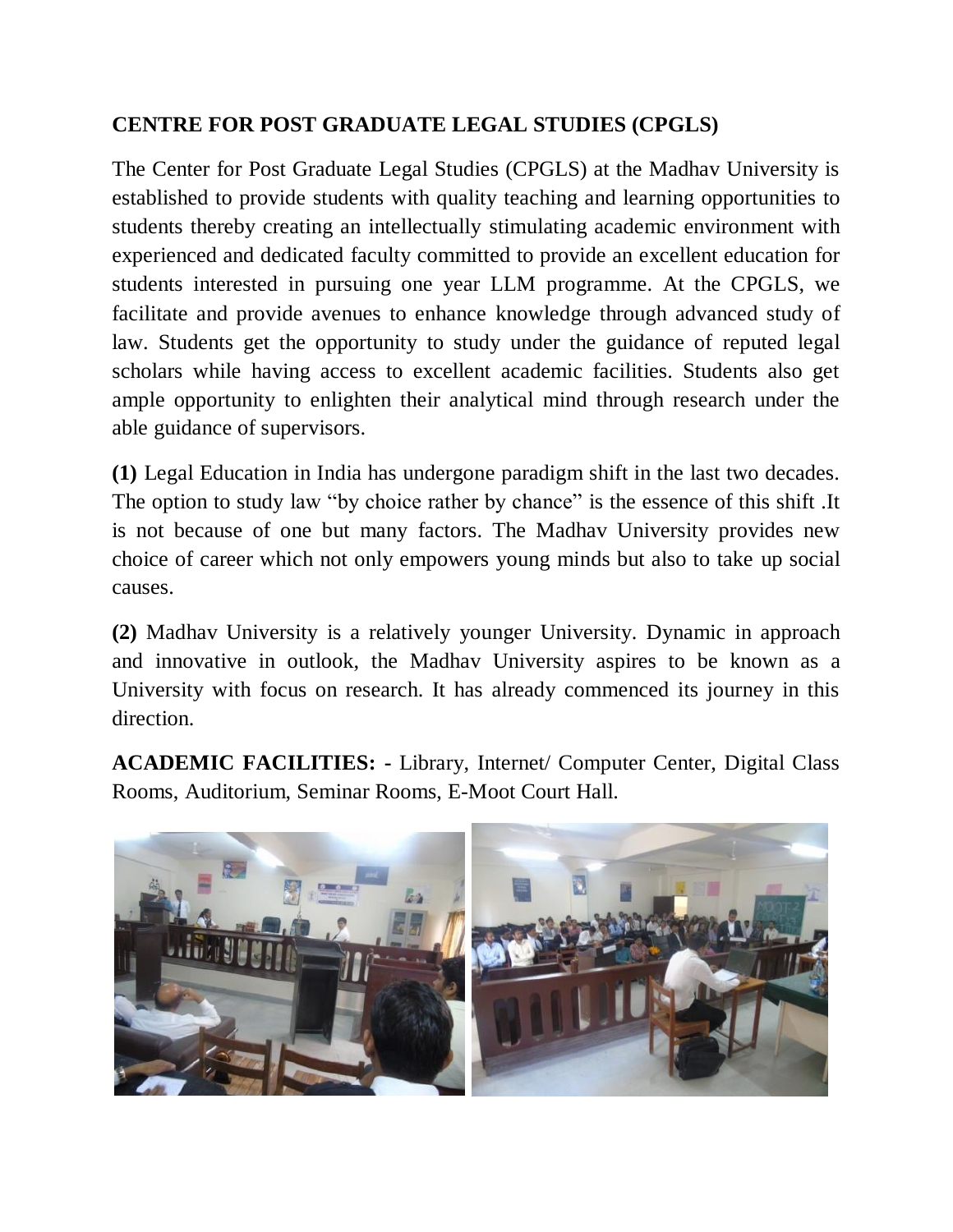## CENTRE FOR POST GRADUATE LEGAL STUDIES (CPGLS)

The Center for Post Graduate Legal Studies (CPGLS) at the Madhav University is established to provide students with quality teaching and learning opportunities to students thereby creating an intellectually stimulating academic environment with experienced and dedicated faculty committed to provide an excellent education for students interested in pursuing one year LLM programme. At the CPGLS, we facilitate and provide avenues to enhance knowledge through advanced study of law. Students get the opportunity to study under the guidance of reputed legal scholars while having access to excellent academic facilities. Students also get ample opportunity to enlighten their analytical mind through research under the able guidance of supervisors.

**(1)** Legal Education in India has undergone paradigm shift in the last two decades. The option to study law "by choice rather by chance" is the essence of this shift .It is not because of one but many factors. The Madhav University provides new choice of career which not only empowers young minds but also to take up social causes.

**(2)** Madhav University is a relatively younger University. Dynamic in approach and innovative in outlook, the Madhav University aspires to be known as a University with focus on research. It has already commenced its journey in this direction.

**ACADEMIC FACILITIES: -** Library, Internet/ Computer Center, Digital Class Rooms, Auditorium, Seminar Rooms, E-Moot Court Hall.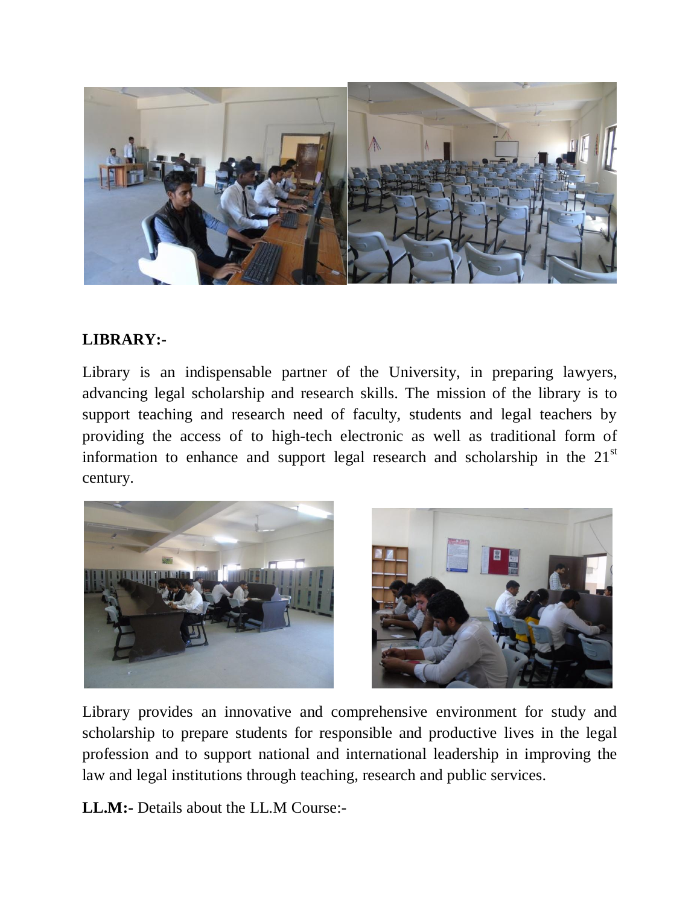**LIBRARY:-**

Library is an indispensable partner of the University, in preparing lawyers, advancing legal scholarship and research skills. The mission of the library is to support teaching and research need of faculty, students and legal teachers by providing the access of to high-tech electronic as well as traditional form of information to enhance and support legal research and scholarship in the 21st century.

Library provides an innovative and comprehensive environment for study and scholarship to prepare students for responsible and productive lives in the legal profession and to support national and international leadership in improving the law and legal institutions through teaching, research and public services.

**LL.M:-** Details about the LL.M Course:-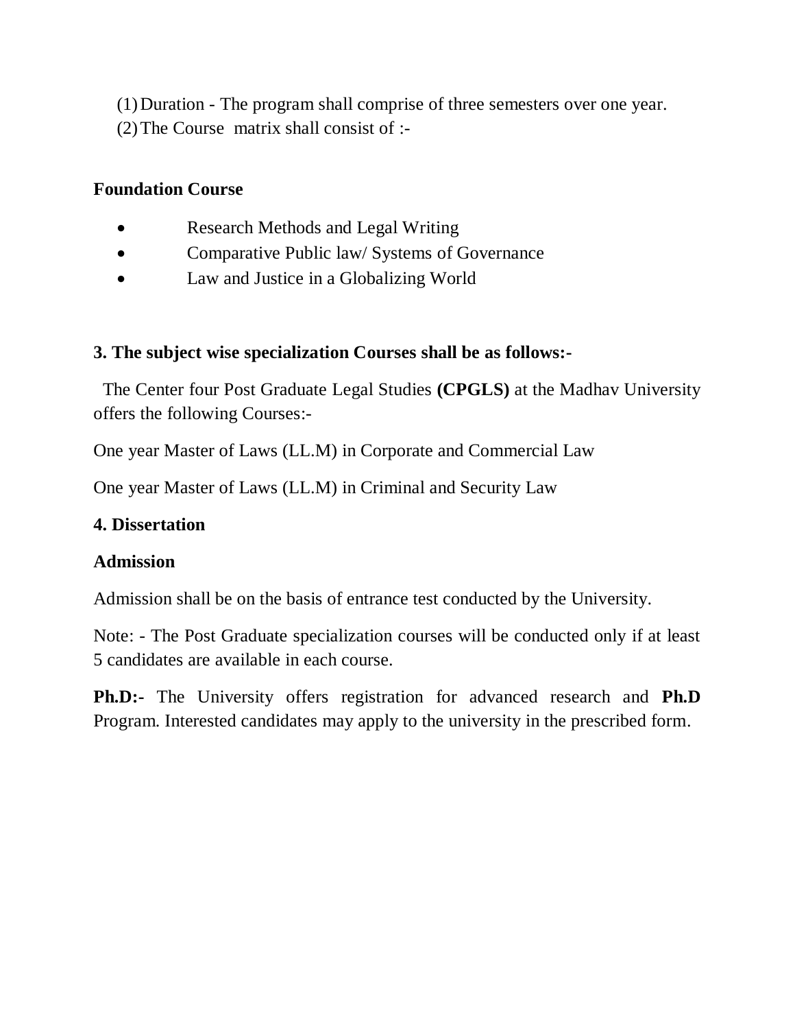(1) Duration - The program shall comprise of three semesters over one year.

(2) The Course  matrix shall consist of :-

**Foundation Course**

- Research Methods and Legal Writing
- Comparative Public law/ Systems of Governance
- Law and Justice in a Globalizing World

**3. The subject wise specialization Courses shall be as follows:-**

The Center four Post Graduate Legal Studies **(CPGLS)** at the Madhav University offers the following Courses:-

One year Master of Laws (LL.M) in Corporate and Commercial Law

One year Master of Laws (LL.M) in Criminal and Security Law

**4. Dissertation**

**Admission**

Admission shall be on the basis of entrance test conducted by the University.

Note: - The Post Graduate specialization courses will be conducted only if at least 5 candidates are available in each course.

**Ph.D:-** The University offers registration for advanced research and **Ph.D** Program. Interested candidates may apply to the university in the prescribed form.